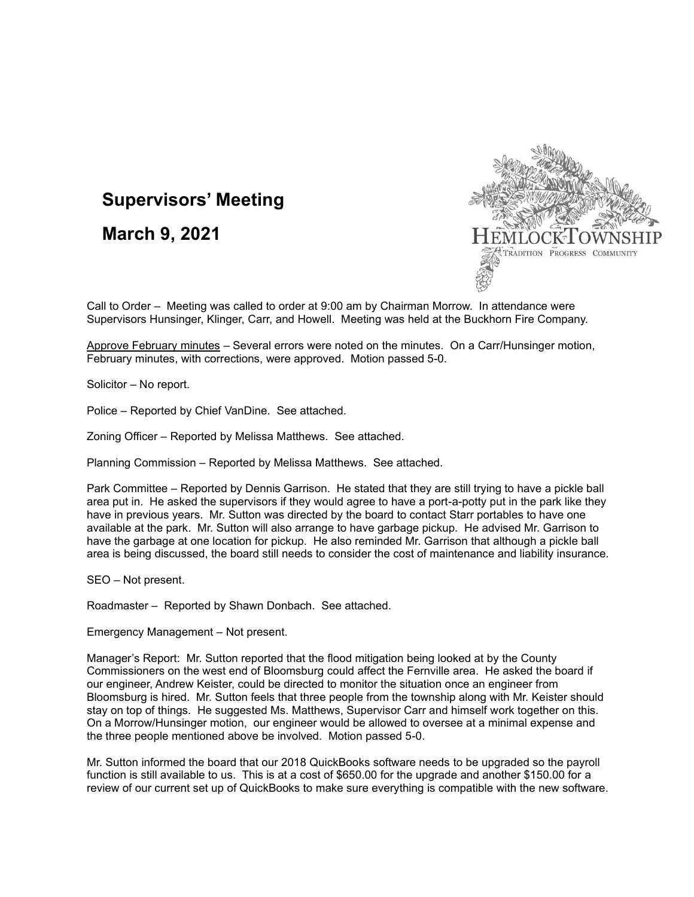# Supervisors' Meeting

# March 9, 2021

HEMLOCK TOWNSHIP
TRADITION PROGRESS COMMUNITY

Call to Order – Meeting was called to order at 9:00 am by Chairman Morrow. In attendance were Supervisors Hunsinger, Klinger, Carr, and Howell. Meeting was held at the Buckhorn Fire Company.

Approve February minutes – Several errors were noted on the minutes. On a Carr/Hunsinger motion, February minutes, with corrections, were approved. Motion passed 5-0.

Solicitor – No report.

Police – Reported by Chief VanDine. See attached.

Zoning Officer – Reported by Melissa Matthews. See attached.

Planning Commission – Reported by Melissa Matthews. See attached.

Park Committee – Reported by Dennis Garrison. He stated that they are still trying to have a pickle ball area put in. He asked the supervisors if they would agree to have a port-a-potty put in the park like they have in previous years. Mr. Sutton was directed by the board to contact Starr portables to have one available at the park. Mr. Sutton will also arrange to have garbage pickup. He advised Mr. Garrison to have the garbage at one location for pickup. He also reminded Mr. Garrison that although a pickle ball area is being discussed, the board still needs to consider the cost of maintenance and liability insurance.

SEO – Not present.

Roadmaster – Reported by Shawn Donbach. See attached.

Emergency Management – Not present.

Manager's Report: Mr. Sutton reported that the flood mitigation being looked at by the County Commissioners on the west end of Bloomsburg could affect the Fernville area. He asked the board if our engineer, Andrew Keister, could be directed to monitor the situation once an engineer from Bloomsburg is hired. Mr. Sutton feels that three people from the township along with Mr. Keister should stay on top of things. He suggested Ms. Matthews, Supervisor Carr and himself work together on this. On a Morrow/Hunsinger motion, our engineer would be allowed to oversee at a minimal expense and the three people mentioned above be involved. Motion passed 5-0.

Mr. Sutton informed the board that our 2018 QuickBooks software needs to be upgraded so the payroll function is still available to us. This is at a cost of $650.00 for the upgrade and another $150.00 for a review of our current set up of QuickBooks to make sure everything is compatible with the new software.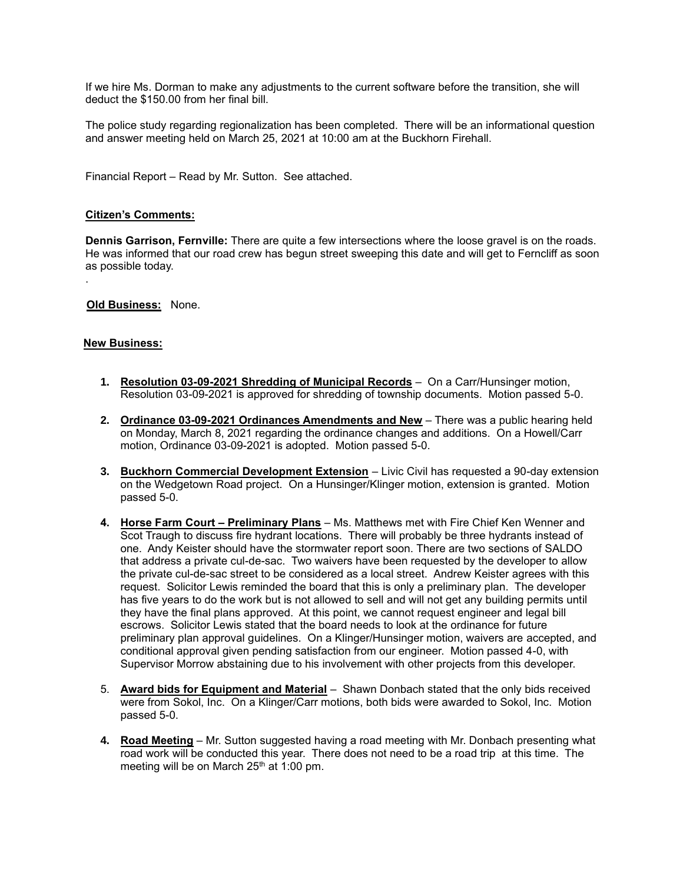If we hire Ms. Dorman to make any adjustments to the current software before the transition, she will deduct the $150.00 from her final bill.

The police study regarding regionalization has been completed. There will be an informational question and answer meeting held on March 25, 2021 at 10:00 am at the Buckhorn Firehall.

Financial Report – Read by Mr. Sutton. See attached.

**Citizen's Comments:**

**Dennis Garrison, Fernville:** There are quite a few intersections where the loose gravel is on the roads. He was informed that our road crew has begun street sweeping this date and will get to Ferncliff as soon as possible today.

.

**Old Business:** None.

**New Business:**

1. **Resolution 03-09-2021 Shredding of Municipal Records** – On a Carr/Hunsinger motion, Resolution 03-09-2021 is approved for shredding of township documents. Motion passed 5-0.

2. **Ordinance 03-09-2021 Ordinances Amendments and New** – There was a public hearing held on Monday, March 8, 2021 regarding the ordinance changes and additions. On a Howell/Carr motion, Ordinance 03-09-2021 is adopted. Motion passed 5-0.

3. **Buckhorn Commercial Development Extension** – Livic Civil has requested a 90-day extension on the Wedgetown Road project. On a Hunsinger/Klinger motion, extension is granted. Motion passed 5-0.

4. **Horse Farm Court – Preliminary Plans** – Ms. Matthews met with Fire Chief Ken Wenner and Scot Traugh to discuss fire hydrant locations. There will probably be three hydrants instead of one. Andy Keister should have the stormwater report soon. There are two sections of SALDO that address a private cul-de-sac. Two waivers have been requested by the developer to allow the private cul-de-sac street to be considered as a local street. Andrew Keister agrees with this request. Solicitor Lewis reminded the board that this is only a preliminary plan. The developer has five years to do the work but is not allowed to sell and will not get any building permits until they have the final plans approved. At this point, we cannot request engineer and legal bill escrows. Solicitor Lewis stated that the board needs to look at the ordinance for future preliminary plan approval guidelines. On a Klinger/Hunsinger motion, waivers are accepted, and conditional approval given pending satisfaction from our engineer. Motion passed 4-0, with Supervisor Morrow abstaining due to his involvement with other projects from this developer.

5. **Award bids for Equipment and Material** – Shawn Donbach stated that the only bids received were from Sokol, Inc. On a Klinger/Carr motions, both bids were awarded to Sokol, Inc. Motion passed 5-0.

4. **Road Meeting** – Mr. Sutton suggested having a road meeting with Mr. Donbach presenting what road work will be conducted this year. There does not need to be a road trip at this time. The meeting will be on March 25th at 1:00 pm.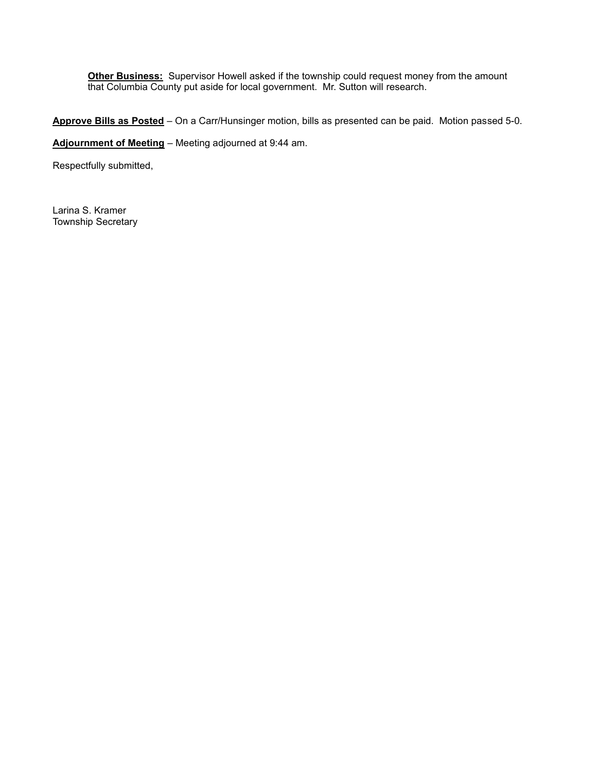**Other Business:** Supervisor Howell asked if the township could request money from the amount that Columbia County put aside for local government. Mr. Sutton will research.

**Approve Bills as Posted** – On a Carr/Hunsinger motion, bills as presented can be paid. Motion passed 5-0.

**Adjournment of Meeting** – Meeting adjourned at 9:44 am.

Respectfully submitted,

Larina S. Kramer
Township Secretary